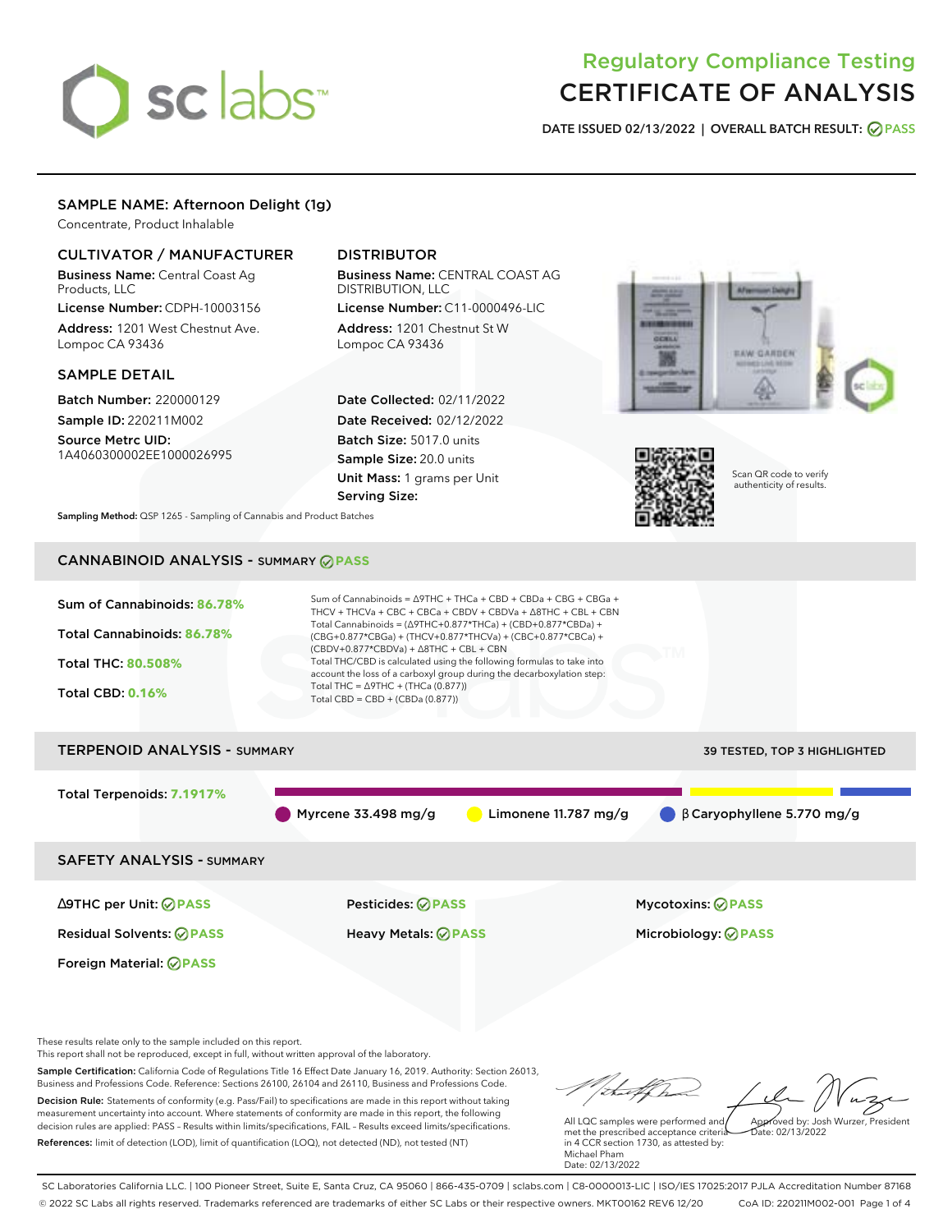# Regulatory Compliance Testing
# CERTIFICATE OF ANALYSIS

**DATE ISSUED 02/13/2022 | OVERALL BATCH RESULT: PASS**

## SAMPLE NAME: Afternoon Delight (1g)

Concentrate, Product Inhalable

### CULTIVATOR / MANUFACTURER

**Business Name:** Central Coast Ag Products, LLC

**License Number:** CDPH-10003156

**Address:** 1201 West Chestnut Ave. Lompoc CA 93436

### DISTRIBUTOR

**Business Name:** CENTRAL COAST AG DISTRIBUTION, LLC

**License Number:** C11-0000496-LIC

**Address:** 1201 Chestnut St W Lompoc CA 93436

### SAMPLE DETAIL

**Batch Number:** 220000129

**Sample ID:** 220211M002

**Source Metrc UID:** 1A4060300002EE1000026995

**Date Collected:** 02/11/2022

**Date Received:** 02/12/2022

**Batch Size:** 5017.0 units

**Sample Size:** 20.0 units

**Unit Mass:** 1 grams per Unit

**Serving Size:**

Scan QR code to verify authenticity of results.

**Sampling Method:** QSP 1265 - Sampling of Cannabis and Product Batches

## CANNABINOID ANALYSIS - SUMMARY PASS

**Sum of Cannabinoids:** 86.78%

**Total Cannabinoids:** 86.78%

**Total THC:** 80.508%

**Total CBD:** 0.16%

Sum of Cannabinoids = Δ9THC + THCa + CBD + CBDa + CBG + CBGa + THCV + THCVa + CBC + CBCa + CBDV + CBDVa + Δ8THC + CBL + CBN

Total Cannabinoids = (Δ9THC+0.877*THCa) + (CBD+0.877*CBDa) + (CBG+0.877*CBGa) + (THCV+0.877*THCVa) + (CBC+0.877*CBCa) + (CBDV+0.877*CBDVa) + Δ8THC + CBL + CBN

Total THC/CBD is calculated using the following formulas to take into account the loss of a carboxyl group during the decarboxylation step:

Total THC = Δ9THC + (THCa (0.877))

Total CBD = CBD + (CBDa (0.877))

## TERPENOID ANALYSIS - SUMMARY

39 TESTED, TOP 3 HIGHLIGHTED

**Total Terpenoids:** 7.1917%

Myrcene 33.498 mg/g | Limonene 11.787 mg/g | β Caryophyllene 5.770 mg/g

## SAFETY ANALYSIS - SUMMARY

| | | |
|---|---|---|
| Δ9THC per Unit: PASS | Pesticides: PASS | Mycotoxins: PASS |
| Residual Solvents: PASS | Heavy Metals: PASS | Microbiology: PASS |
| Foreign Material: PASS | | |

These results relate only to the sample included on this report.
This report shall not be reproduced, except in full, without written approval of the laboratory.

**Sample Certification:** California Code of Regulations Title 16 Effect Date January 16, 2019. Authority: Section 26013, Business and Professions Code. Reference: Sections 26100, 26104 and 26110, Business and Professions Code.

**Decision Rule:** Statements of conformity (e.g. Pass/Fail) to specifications are made in this report without taking measurement uncertainty into account. Where statements of conformity are made in this report, the following decision rules are applied: PASS – Results within limits/specifications, FAIL – Results exceed limits/specifications.

**References:** limit of detection (LOD), limit of quantification (LOQ), not detected (ND), not tested (NT)

All LQC samples were performed and met the prescribed acceptance criteria in 4 CCR section 1730, as attested by: Michael Pham
Date: 02/13/2022

Approved by: Josh Wurzer, President
Date: 02/13/2022

SC Laboratories California LLC. | 100 Pioneer Street, Suite E, Santa Cruz, CA 95060 | 866-435-0709 | sclabs.com | C8-0000013-LIC | ISO/IES 17025:2017 PJLA Accreditation Number 87168
© 2022 SC Labs all rights reserved. Trademarks referenced are trademarks of either SC Labs or their respective owners. MKT00162 REV6 12/20 CoA ID: 220211M002-001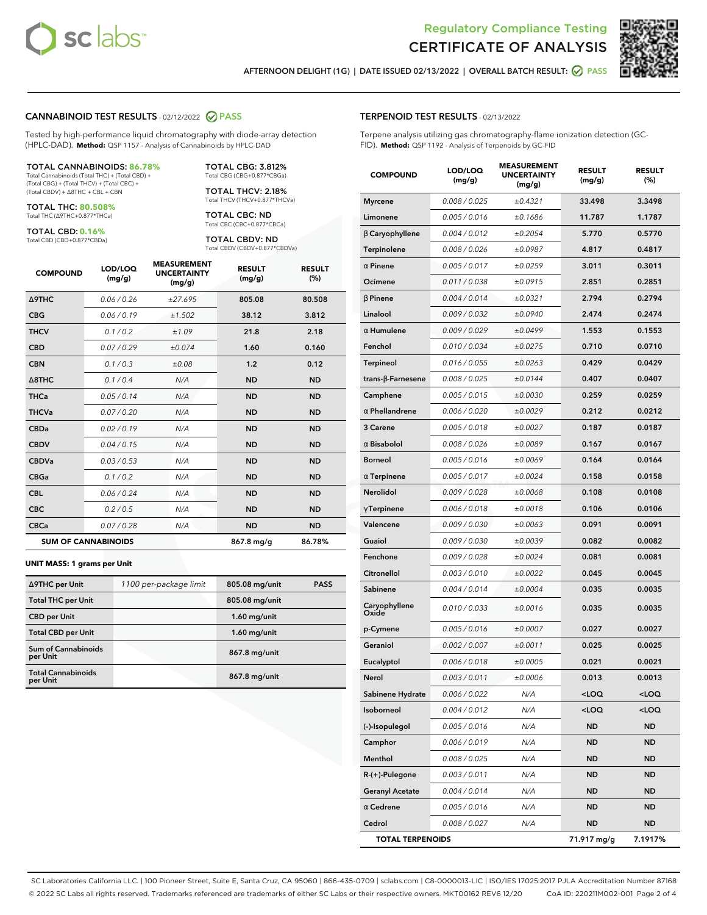# Regulatory Compliance Testing
# CERTIFICATE OF ANALYSIS

AFTERNOON DELIGHT (1G) | DATE ISSUED 02/13/2022 | OVERALL BATCH RESULT: PASS

## CANNABINOID TEST RESULTS - 02/12/2022 PASS

Tested by high-performance liquid chromatography with diode-array detection (HPLC-DAD). **Method:** QSP 1157 - Analysis of Cannabinoids by HPLC-DAD

**TOTAL CANNABINOIDS: 86.78%**
Total Cannabinoids (Total THC) + (Total CBD) + (Total CBG) + (Total THCV) + (Total CBC) + (Total CBDV) + Δ8THC + CBL + CBN

**TOTAL THC: 80.508%**
Total THC (Δ9THC+0.877*THCa)

**TOTAL CBD: 0.16%**
Total CBD (CBD+0.877*CBDa)

**TOTAL CBG: 3.812%**
Total CBG (CBG+0.877*CBGa)

**TOTAL THCV: 2.18%**
Total THCV (THCV+0.877*THCVa)

**TOTAL CBC: ND**
Total CBC (CBC+0.877*CBCa)

**TOTAL CBDV: ND**
Total CBDV (CBDV+0.877*CBDVa)

| COMPOUND | LOD/LOQ (mg/g) | MEASUREMENT UNCERTAINTY (mg/g) | RESULT (mg/g) | RESULT (%) |
|---|---|---|---|---|
| Δ9THC | 0.06 / 0.26 | ±27.695 | 805.08 | 80.508 |
| CBG | 0.06 / 0.19 | ±1.502 | 38.12 | 3.812 |
| THCV | 0.1 / 0.2 | ±1.09 | 21.8 | 2.18 |
| CBD | 0.07 / 0.29 | ±0.074 | 1.60 | 0.160 |
| CBN | 0.1 / 0.3 | ±0.08 | 1.2 | 0.12 |
| Δ8THC | 0.1 / 0.4 | N/A | ND | ND |
| THCa | 0.05 / 0.14 | N/A | ND | ND |
| THCVa | 0.07 / 0.20 | N/A | ND | ND |
| CBDa | 0.02 / 0.19 | N/A | ND | ND |
| CBDV | 0.04 / 0.15 | N/A | ND | ND |
| CBDVa | 0.03 / 0.53 | N/A | ND | ND |
| CBGa | 0.1 / 0.2 | N/A | ND | ND |
| CBL | 0.06 / 0.24 | N/A | ND | ND |
| CBC | 0.2 / 0.5 | N/A | ND | ND |
| CBCa | 0.07 / 0.28 | N/A | ND | ND |
| **SUM OF CANNABINOIDS** | | | 867.8 mg/g | 86.78% |

**UNIT MASS: 1 grams per Unit**

| | | | |
|---|---|---|---|
| Δ9THC per Unit | 1100 per-package limit | 805.08 mg/unit | PASS |
| Total THC per Unit | | 805.08 mg/unit | |
| CBD per Unit | | 1.60 mg/unit | |
| Total CBD per Unit | | 1.60 mg/unit | |
| Sum of Cannabinoids per Unit | | 867.8 mg/unit | |
| Total Cannabinoids per Unit | | 867.8 mg/unit | |

## TERPENOID TEST RESULTS - 02/13/2022

Terpene analysis utilizing gas chromatography-flame ionization detection (GC-FID). **Method:** QSP 1192 - Analysis of Terpenoids by GC-FID

| COMPOUND | LOD/LOQ (mg/g) | MEASUREMENT UNCERTAINTY (mg/g) | RESULT (mg/g) | RESULT (%) |
|---|---|---|---|---|
| Myrcene | 0.008 / 0.025 | ±0.4321 | 33.498 | 3.3498 |
| Limonene | 0.005 / 0.016 | ±0.1686 | 11.787 | 1.1787 |
| β Caryophyllene | 0.004 / 0.012 | ±0.2054 | 5.770 | 0.5770 |
| Terpinolene | 0.008 / 0.026 | ±0.0987 | 4.817 | 0.4817 |
| α Pinene | 0.005 / 0.017 | ±0.0259 | 3.011 | 0.3011 |
| Ocimene | 0.011 / 0.038 | ±0.0915 | 2.851 | 0.2851 |
| β Pinene | 0.004 / 0.014 | ±0.0321 | 2.794 | 0.2794 |
| Linalool | 0.009 / 0.032 | ±0.0940 | 2.474 | 0.2474 |
| α Humulene | 0.009 / 0.029 | ±0.0499 | 1.553 | 0.1553 |
| Fenchol | 0.010 / 0.034 | ±0.0275 | 0.710 | 0.0710 |
| Terpineol | 0.016 / 0.055 | ±0.0263 | 0.429 | 0.0429 |
| trans-β-Farnesene | 0.008 / 0.025 | ±0.0144 | 0.407 | 0.0407 |
| Camphene | 0.005 / 0.015 | ±0.0030 | 0.259 | 0.0259 |
| α Phellandrene | 0.006 / 0.020 | ±0.0029 | 0.212 | 0.0212 |
| 3 Carene | 0.005 / 0.018 | ±0.0027 | 0.187 | 0.0187 |
| α Bisabolol | 0.008 / 0.026 | ±0.0089 | 0.167 | 0.0167 |
| Borneol | 0.005 / 0.016 | ±0.0069 | 0.164 | 0.0164 |
| α Terpinene | 0.005 / 0.017 | ±0.0024 | 0.158 | 0.0158 |
| Nerolidol | 0.009 / 0.028 | ±0.0068 | 0.108 | 0.0108 |
| γTerpinene | 0.006 / 0.018 | ±0.0018 | 0.106 | 0.0106 |
| Valencene | 0.009 / 0.030 | ±0.0063 | 0.091 | 0.0091 |
| Guaiol | 0.009 / 0.030 | ±0.0039 | 0.082 | 0.0082 |
| Fenchone | 0.009 / 0.028 | ±0.0024 | 0.081 | 0.0081 |
| Citronellol | 0.003 / 0.010 | ±0.0022 | 0.045 | 0.0045 |
| Sabinene | 0.004 / 0.014 | ±0.0004 | 0.035 | 0.0035 |
| Caryophyllene Oxide | 0.010 / 0.033 | ±0.0016 | 0.035 | 0.0035 |
| p-Cymene | 0.005 / 0.016 | ±0.0007 | 0.027 | 0.0027 |
| Geraniol | 0.002 / 0.007 | ±0.0011 | 0.025 | 0.0025 |
| Eucalyptol | 0.006 / 0.018 | ±0.0005 | 0.021 | 0.0021 |
| Nerol | 0.003 / 0.011 | ±0.0006 | 0.013 | 0.0013 |
| Sabinene Hydrate | 0.006 / 0.022 | N/A | <LOQ | <LOQ |
| Isoborneol | 0.004 / 0.012 | N/A | <LOQ | <LOQ |
| (-)-Isopulegol | 0.005 / 0.016 | N/A | ND | ND |
| Camphor | 0.006 / 0.019 | N/A | ND | ND |
| Menthol | 0.008 / 0.025 | N/A | ND | ND |
| R-(+)-Pulegone | 0.003 / 0.011 | N/A | ND | ND |
| Geranyl Acetate | 0.004 / 0.014 | N/A | ND | ND |
| α Cedrene | 0.005 / 0.016 | N/A | ND | ND |
| Cedrol | 0.008 / 0.027 | N/A | ND | ND |
| **TOTAL TERPENOIDS** | | | 71.917 mg/g | 7.1917% |

SC Laboratories California LLC. | 100 Pioneer Street, Suite E, Santa Cruz, CA 95060 | 866-435-0709 | sclabs.com | C8-0000013-LIC | ISO/IES 17025:2017 PJLA Accreditation Number 87168
© 2022 SC Labs all rights reserved. Trademarks referenced are trademarks of either SC Labs or their respective owners. MKT00162 REV6 12/20 CoA ID: 220211M002-001